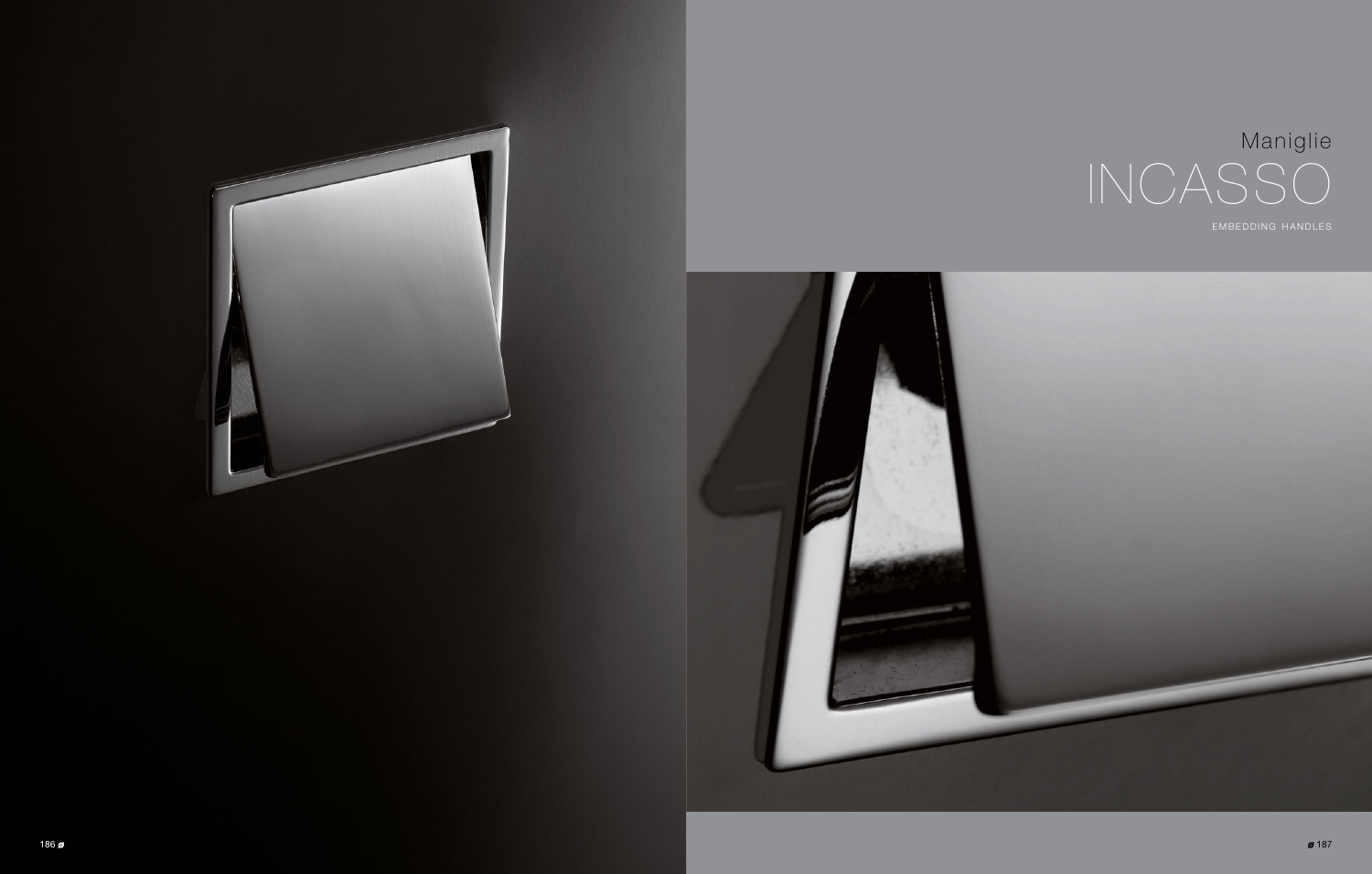Maniglie

# INCASSO

EMBEDDING HANDLES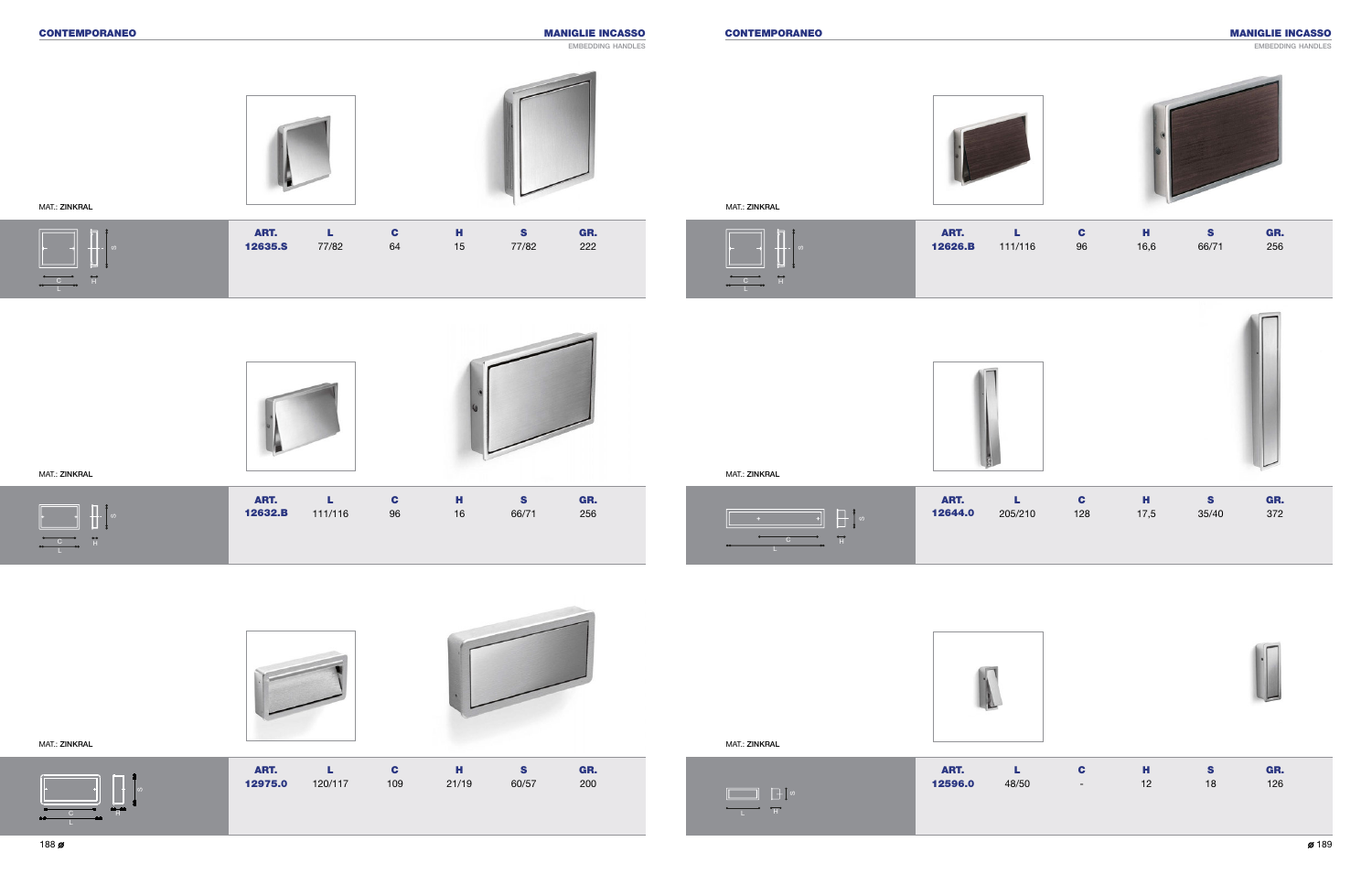## CONTEMPORANEO

### MANIGLIE INCASSO
EMBEDDING HANDLES

MAT.: ZINKRAL

| ART. | L | C | H | S | GR. |
|---|---|---|---|---|---|
| 12635.S | 77/82 | 64 | 15 | 77/82 | 222 |

MAT.: ZINKRAL

| ART. | L | C | H | S | GR. |
|---|---|---|---|---|---|
| 12632.B | 111/116 | 96 | 16 | 66/71 | 256 |

MAT.: ZINKRAL

| ART. | L | C | H | S | GR. |
|---|---|---|---|---|---|
| 12975.0 | 120/117 | 109 | 21/19 | 60/57 | 200 |

## CONTEMPORANEO

### MANIGLIE INCASSO
EMBEDDING HANDLES

MAT.: ZINKRAL

| ART. | L | C | H | S | GR. |
|---|---|---|---|---|---|
| 12626.B | 111/116 | 96 | 16,6 | 66/71 | 256 |

MAT.: ZINKRAL

| ART. | L | C | H | S | GR. |
|---|---|---|---|---|---|
| 12644.0 | 205/210 | 128 | 17,5 | 35/40 | 372 |

MAT.: ZINKRAL

| ART. | L | C | H | S | GR. |
|---|---|---|---|---|---|
| 12596.0 | 48/50 | - | 12 | 18 | 126 |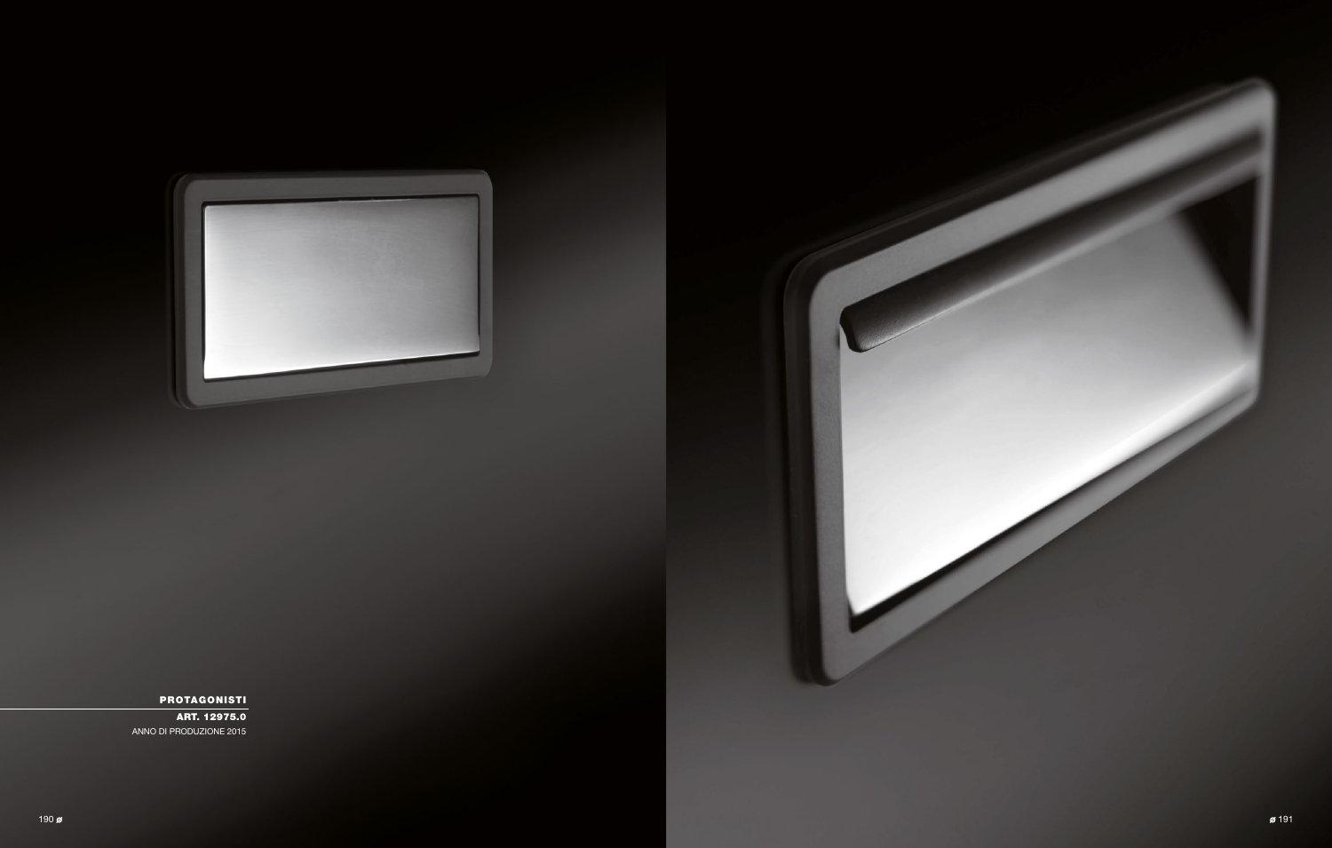**PROTAGONISTI**

**ART. 12975.0**

ANNO DI PRODUZIONE 2015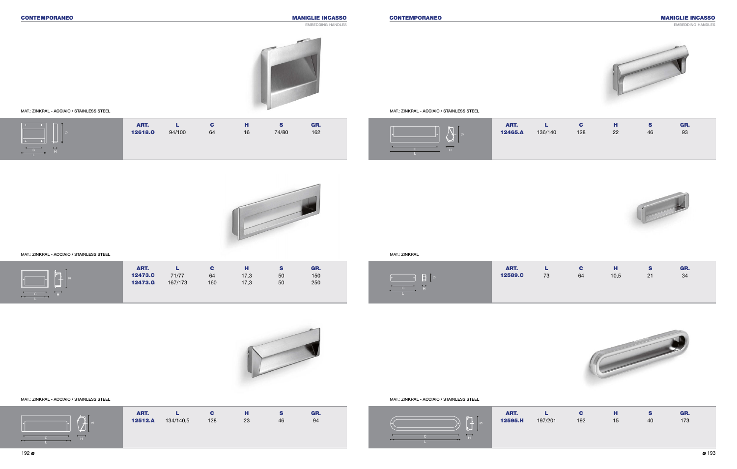## CONTEMPORANEO

## MANIGLIE INCASSO
EMBEDDING HANDLES

MAT.: ZINKRAL - ACCIAIO / STAINLESS STEEL

| ART. | L | C | H | S | GR. |
|---|---|---|---|---|---|
| **12618.O** | 94/100 | 64 | 16 | 74/80 | 162 |

MAT.: ZINKRAL - ACCIAIO / STAINLESS STEEL

| ART. | L | C | H | S | GR. |
|---|---|---|---|---|---|
| **12473.C** | 71/77 | 64 | 17,3 | 50 | 150 |
| **12473.G** | 167/173 | 160 | 17,3 | 50 | 250 |

MAT.: ZINKRAL - ACCIAIO / STAINLESS STEEL

| ART. | L | C | H | S | GR. |
|---|---|---|---|---|---|
| **12512.A** | 134/140,5 | 128 | 23 | 46 | 94 |

## CONTEMPORANEO

## MANIGLIE INCASSO
EMBEDDING HANDLES

MAT.: ZINKRAL - ACCIAIO / STAINLESS STEEL

| ART. | L | C | H | S | GR. |
|---|---|---|---|---|---|
| **12465.A** | 136/140 | 128 | 22 | 46 | 93 |

MAT.: ZINKRAL

| ART. | L | C | H | S | GR. |
|---|---|---|---|---|---|
| **12589.C** | 73 | 64 | 10,5 | 21 | 34 |

MAT.: ZINKRAL - ACCIAIO / STAINLESS STEEL

| ART. | L | C | H | S | GR. |
|---|---|---|---|---|---|
| **12595.H** | 197/201 | 192 | 15 | 40 | 173 |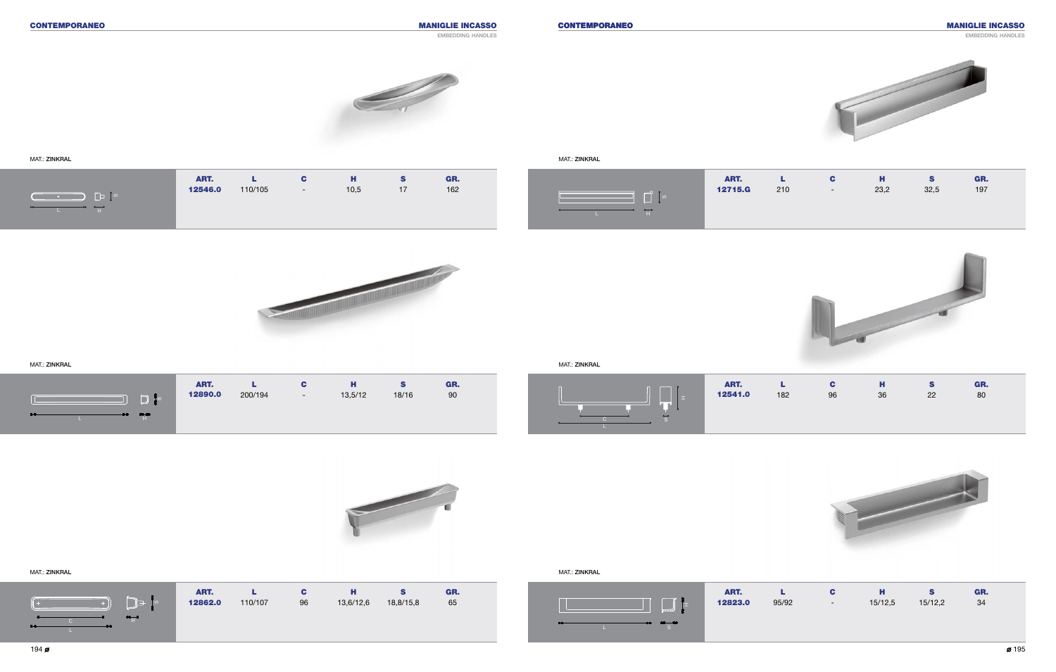## CONTEMPORANEO

### MANIGLIE INCASSO
EMBEDDING HANDLES

MAT.: ZINKRAL

| ART. | L | C | H | S | GR. |
|---|---|---|---|---|---|
| 12546.0 | 110/105 | - | 10,5 | 17 | 162 |

MAT.: ZINKRAL

| ART. | L | C | H | S | GR. |
|---|---|---|---|---|---|
| 12890.0 | 200/194 | - | 13,5/12 | 18/16 | 90 |

MAT.: ZINKRAL

| ART. | L | C | H | S | GR. |
|---|---|---|---|---|---|
| 12862.0 | 110/107 | 96 | 13,6/12,6 | 18,8/15,8 | 65 |

## CONTEMPORANEO

### MANIGLIE INCASSO
EMBEDDING HANDLES

MAT.: ZINKRAL

| ART. | L | C | H | S | GR. |
|---|---|---|---|---|---|
| 12715.G | 210 | - | 23,2 | 32,5 | 197 |

MAT.: ZINKRAL

| ART. | L | C | H | S | GR. |
|---|---|---|---|---|---|
| 12541.0 | 182 | 96 | 36 | 22 | 80 |

MAT.: ZINKRAL

| ART. | L | C | H | S | GR. |
|---|---|---|---|---|---|
| 12823.0 | 95/92 | - | 15/12,5 | 15/12,2 | 34 |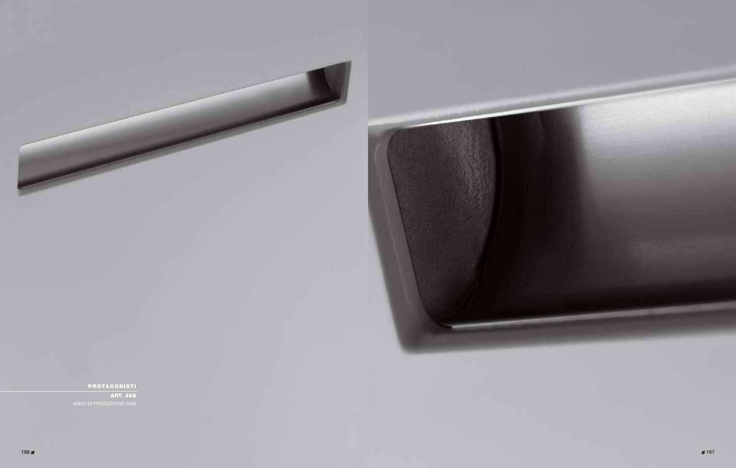**PROTAGONISTI**

**ART. 468**

ANNO DI PRODUZIONE 2008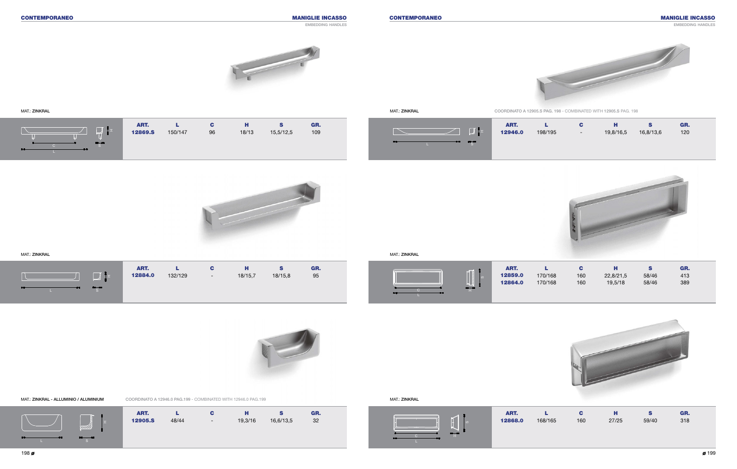## CONTEMPORANEO

### MANIGLIE INCASSO
EMBEDDING HANDLES

MAT.: ZINKRAL

| ART. | L | C | H | S | GR. |
|---|---|---|---|---|---|
| **12869.S** | 150/147 | 96 | 18/13 | 15,5/12,5 | 109 |

MAT.: ZINKRAL

| ART. | L | C | H | S | GR. |
|---|---|---|---|---|---|
| **12884.0** | 132/129 | - | 18/15,7 | 18/15,8 | 95 |

MAT.: ZINKRAL - ALLUMINIO / ALUMINIUM

COORDINATO A 12946.0 PAG.199 - COMBINATED WITH 12946.0 PAG.199

| ART. | L | C | H | S | GR. |
|---|---|---|---|---|---|
| **12905.S** | 48/44 | - | 19,3/16 | 16,6/13,5 | 32 |

## CONTEMPORANEO

### MANIGLIE INCASSO
EMBEDDING HANDLES

MAT.: ZINKRAL

COORDINATO A 12905.S PAG. 198 - COMBINATED WITH 12905.S PAG. 198

| ART. | L | C | H | S | GR. |
|---|---|---|---|---|---|
| **12946.0** | 198/195 | - | 19,8/16,5 | 16,8/13,6 | 120 |

MAT.: ZINKRAL

| ART. | L | C | H | S | GR. |
|---|---|---|---|---|---|
| **12859.0** | 170/168 | 160 | 22,8/21,5 | 58/46 | 413 |
| **12864.0** | 170/168 | 160 | 19,5/18 | 58/46 | 389 |

MAT.: ZINKRAL

| ART. | L | C | H | S | GR. |
|---|---|---|---|---|---|
| **12868.0** | 168/165 | 160 | 27/25 | 59/40 | 318 |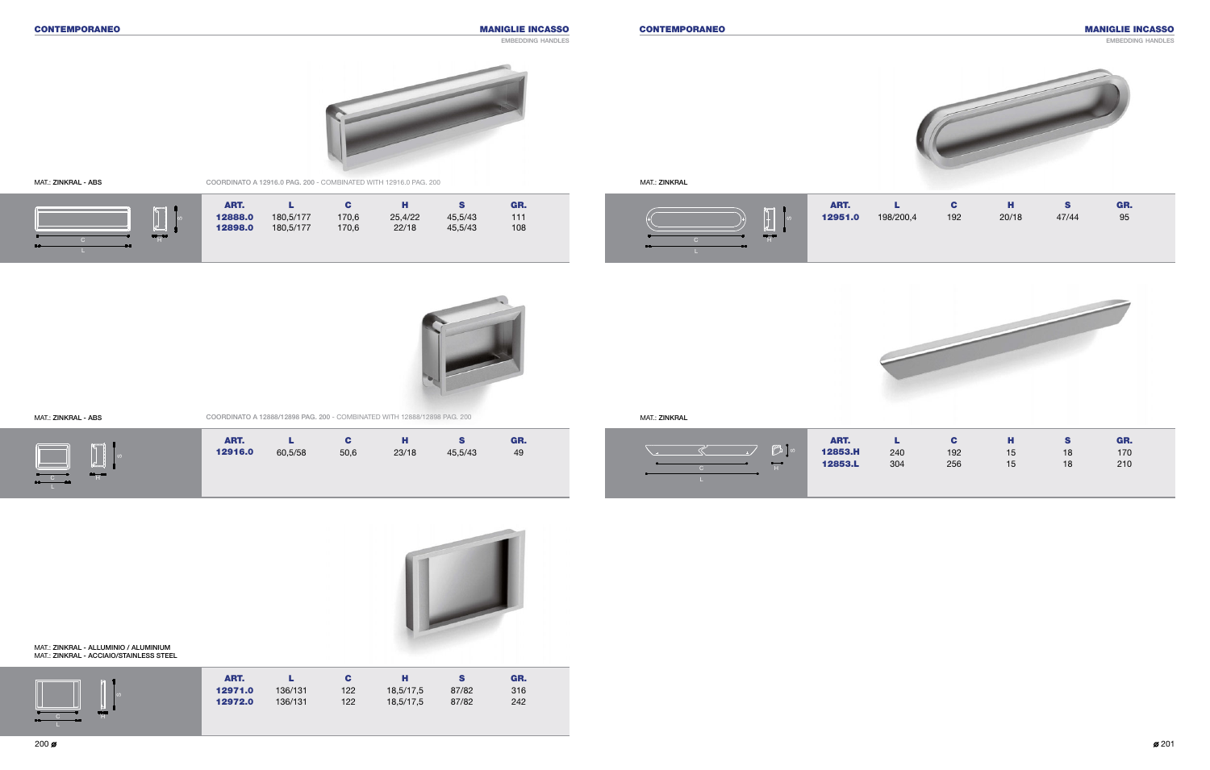## CONTEMPORANEO

## MANIGLIE INCASSO
EMBEDDING HANDLES

MAT.: ZINKRAL - ABS

COORDINATO A 12916.0 PAG. 200 - COMBINATED WITH 12916.0 PAG. 200

| ART. | L | C | H | S | GR. |
|---|---|---|---|---|---|
| 12888.0 | 180,5/177 | 170,6 | 25,4/22 | 45,5/43 | 111 |
| 12898.0 | 180,5/177 | 170,6 | 22/18 | 45,5/43 | 108 |

MAT.: ZINKRAL - ABS

COORDINATO A 12888/12898 PAG. 200 - COMBINATED WITH 12888/12898 PAG. 200

| ART. | L | C | H | S | GR. |
|---|---|---|---|---|---|
| 12916.0 | 60,5/58 | 50,6 | 23/18 | 45,5/43 | 49 |

MAT.: ZINKRAL - ALLUMINIO / ALUMINIUM
MAT.: ZINKRAL - ACCIAIO/STAINLESS STEEL

| ART. | L | C | H | S | GR. |
|---|---|---|---|---|---|
| 12971.0 | 136/131 | 122 | 18,5/17,5 | 87/82 | 316 |
| 12972.0 | 136/131 | 122 | 18,5/17,5 | 87/82 | 242 |

## CONTEMPORANEO

## MANIGLIE INCASSO
EMBEDDING HANDLES

MAT.: ZINKRAL

| ART. | L | C | H | S | GR. |
|---|---|---|---|---|---|
| 12951.0 | 198/200,4 | 192 | 20/18 | 47/44 | 95 |

MAT.: ZINKRAL

| ART. | L | C | H | S | GR. |
|---|---|---|---|---|---|
| 12853.H | 240 | 192 | 15 | 18 | 170 |
| 12853.L | 304 | 256 | 15 | 18 | 210 |